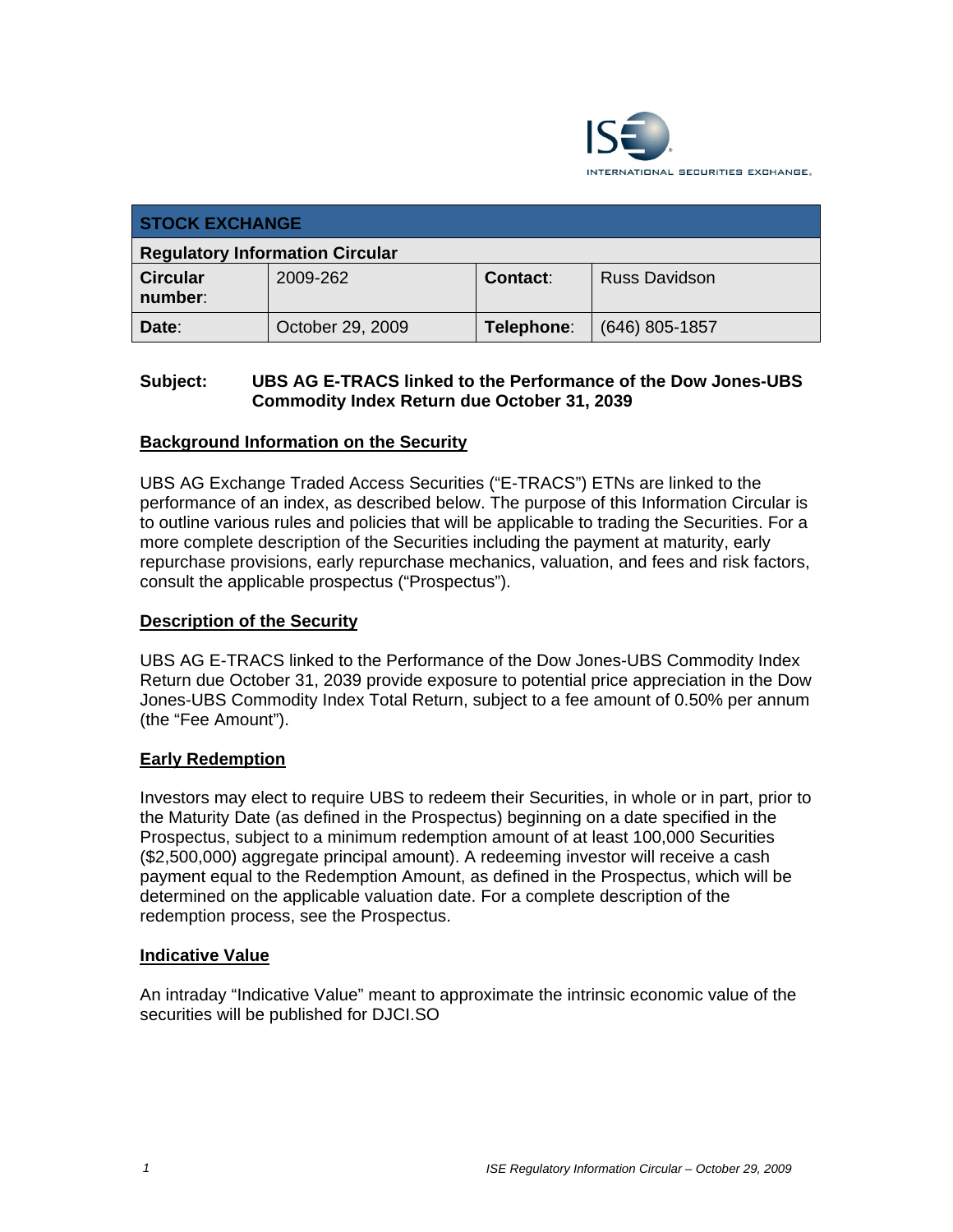INTERNATIONAL SECURITIES EXCHANGE.

| STOCK EXCHANGE | | | |
|---|---|---|---|
| **Regulatory Information Circular** | | | |
| **Circular number**: | 2009-262 | **Contact**: | Russ Davidson |
| **Date**: | October 29, 2009 | **Telephone**: | (646) 805-1857 |

**Subject: UBS AG E-TRACS linked to the Performance of the Dow Jones-UBS Commodity Index Return due October 31, 2039**

## Background Information on the Security

UBS AG Exchange Traded Access Securities ("E-TRACS") ETNs are linked to the performance of an index, as described below. The purpose of this Information Circular is to outline various rules and policies that will be applicable to trading the Securities. For a more complete description of the Securities including the payment at maturity, early repurchase provisions, early repurchase mechanics, valuation, and fees and risk factors, consult the applicable prospectus ("Prospectus").

## Description of the Security

UBS AG E-TRACS linked to the Performance of the Dow Jones-UBS Commodity Index Return due October 31, 2039 provide exposure to potential price appreciation in the Dow Jones-UBS Commodity Index Total Return, subject to a fee amount of 0.50% per annum (the "Fee Amount").

## Early Redemption

Investors may elect to require UBS to redeem their Securities, in whole or in part, prior to the Maturity Date (as defined in the Prospectus) beginning on a date specified in the Prospectus, subject to a minimum redemption amount of at least 100,000 Securities ($2,500,000) aggregate principal amount). A redeeming investor will receive a cash payment equal to the Redemption Amount, as defined in the Prospectus, which will be determined on the applicable valuation date. For a complete description of the redemption process, see the Prospectus.

## Indicative Value

An intraday "Indicative Value" meant to approximate the intrinsic economic value of the securities will be published for DJCI.SO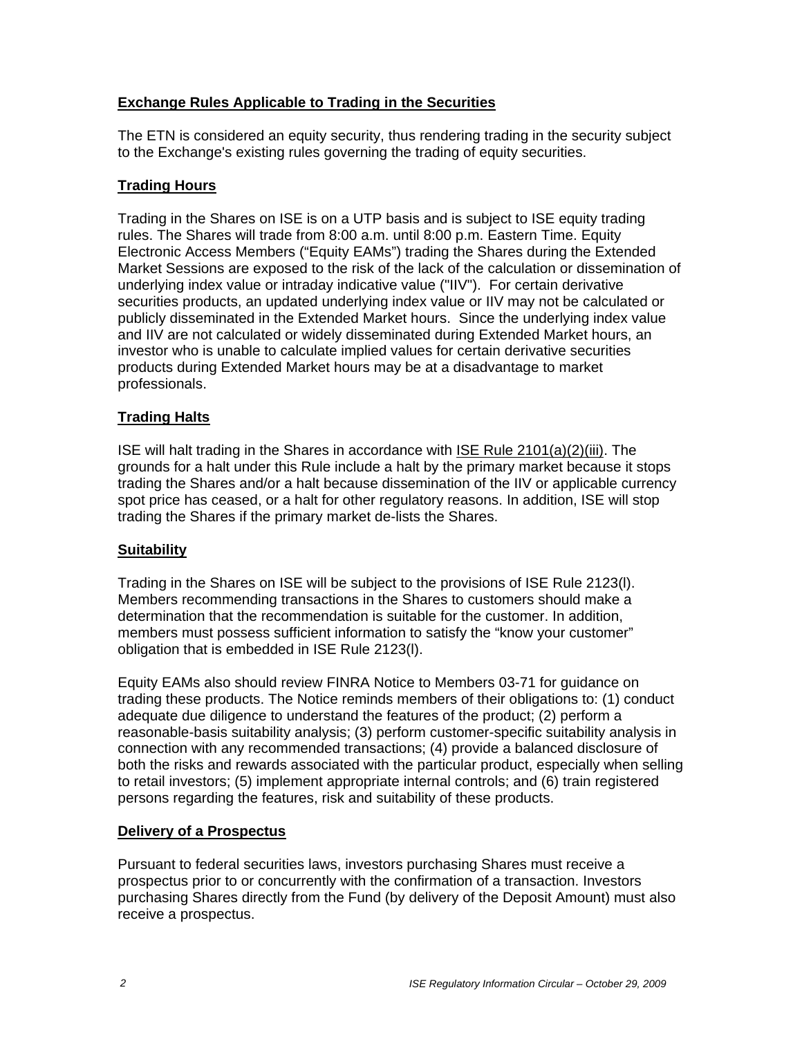## Exchange Rules Applicable to Trading in the Securities

The ETN is considered an equity security, thus rendering trading in the security subject to the Exchange's existing rules governing the trading of equity securities.

## Trading Hours

Trading in the Shares on ISE is on a UTP basis and is subject to ISE equity trading rules. The Shares will trade from 8:00 a.m. until 8:00 p.m. Eastern Time. Equity Electronic Access Members ("Equity EAMs") trading the Shares during the Extended Market Sessions are exposed to the risk of the lack of the calculation or dissemination of underlying index value or intraday indicative value ("IIV"). For certain derivative securities products, an updated underlying index value or IIV may not be calculated or publicly disseminated in the Extended Market hours. Since the underlying index value and IIV are not calculated or widely disseminated during Extended Market hours, an investor who is unable to calculate implied values for certain derivative securities products during Extended Market hours may be at a disadvantage to market professionals.

## Trading Halts

ISE will halt trading in the Shares in accordance with ISE Rule 2101(a)(2)(iii). The grounds for a halt under this Rule include a halt by the primary market because it stops trading the Shares and/or a halt because dissemination of the IIV or applicable currency spot price has ceased, or a halt for other regulatory reasons. In addition, ISE will stop trading the Shares if the primary market de-lists the Shares.

## Suitability

Trading in the Shares on ISE will be subject to the provisions of ISE Rule 2123(l). Members recommending transactions in the Shares to customers should make a determination that the recommendation is suitable for the customer. In addition, members must possess sufficient information to satisfy the "know your customer" obligation that is embedded in ISE Rule 2123(l).

Equity EAMs also should review FINRA Notice to Members 03-71 for guidance on trading these products. The Notice reminds members of their obligations to: (1) conduct adequate due diligence to understand the features of the product; (2) perform a reasonable-basis suitability analysis; (3) perform customer-specific suitability analysis in connection with any recommended transactions; (4) provide a balanced disclosure of both the risks and rewards associated with the particular product, especially when selling to retail investors; (5) implement appropriate internal controls; and (6) train registered persons regarding the features, risk and suitability of these products.

## Delivery of a Prospectus

Pursuant to federal securities laws, investors purchasing Shares must receive a prospectus prior to or concurrently with the confirmation of a transaction. Investors purchasing Shares directly from the Fund (by delivery of the Deposit Amount) must also receive a prospectus.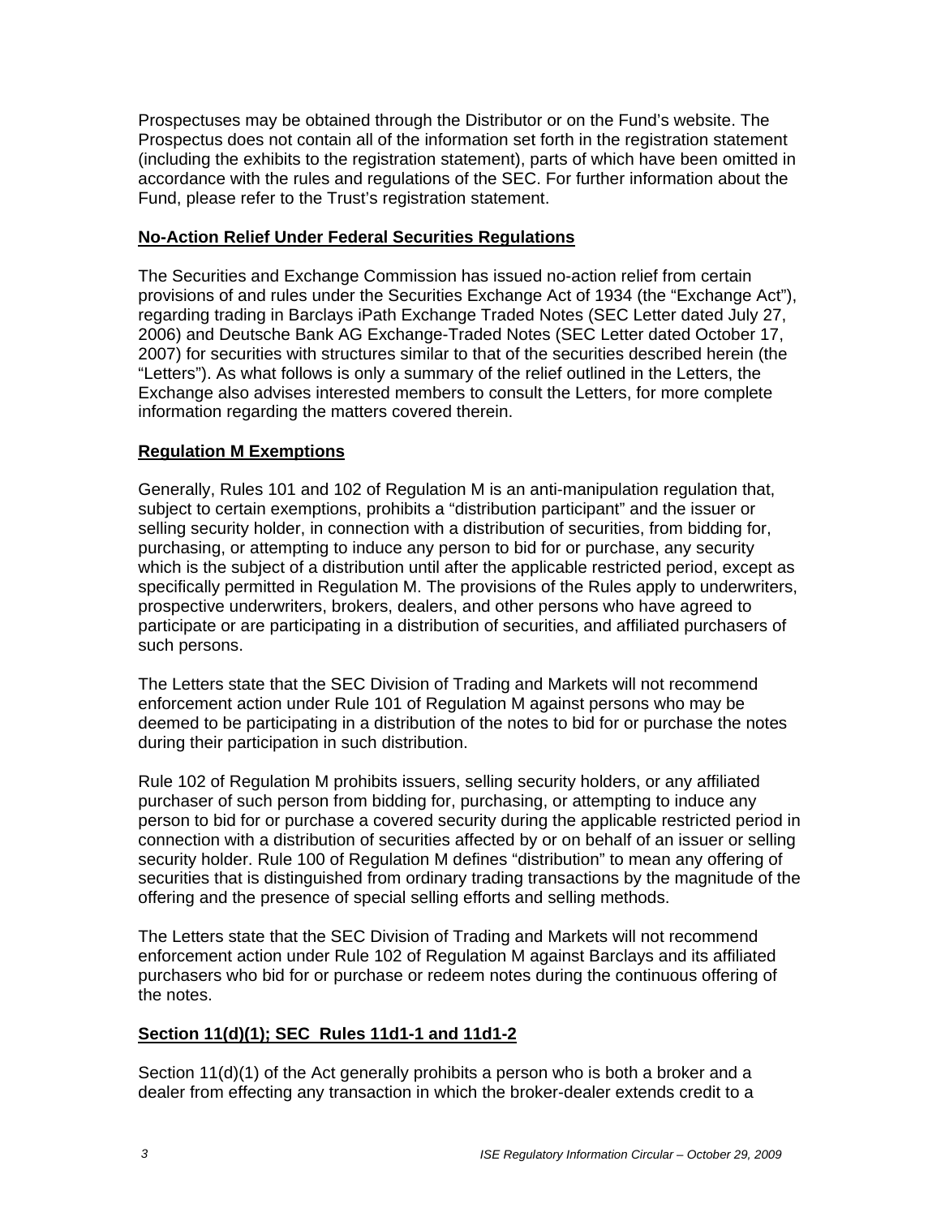Prospectuses may be obtained through the Distributor or on the Fund's website. The Prospectus does not contain all of the information set forth in the registration statement (including the exhibits to the registration statement), parts of which have been omitted in accordance with the rules and regulations of the SEC. For further information about the Fund, please refer to the Trust's registration statement.

**No-Action Relief Under Federal Securities Regulations**

The Securities and Exchange Commission has issued no-action relief from certain provisions of and rules under the Securities Exchange Act of 1934 (the "Exchange Act"), regarding trading in Barclays iPath Exchange Traded Notes (SEC Letter dated July 27, 2006) and Deutsche Bank AG Exchange-Traded Notes (SEC Letter dated October 17, 2007) for securities with structures similar to that of the securities described herein (the "Letters"). As what follows is only a summary of the relief outlined in the Letters, the Exchange also advises interested members to consult the Letters, for more complete information regarding the matters covered therein.

**Regulation M Exemptions**

Generally, Rules 101 and 102 of Regulation M is an anti-manipulation regulation that, subject to certain exemptions, prohibits a "distribution participant" and the issuer or selling security holder, in connection with a distribution of securities, from bidding for, purchasing, or attempting to induce any person to bid for or purchase, any security which is the subject of a distribution until after the applicable restricted period, except as specifically permitted in Regulation M. The provisions of the Rules apply to underwriters, prospective underwriters, brokers, dealers, and other persons who have agreed to participate or are participating in a distribution of securities, and affiliated purchasers of such persons.

The Letters state that the SEC Division of Trading and Markets will not recommend enforcement action under Rule 101 of Regulation M against persons who may be deemed to be participating in a distribution of the notes to bid for or purchase the notes during their participation in such distribution.

Rule 102 of Regulation M prohibits issuers, selling security holders, or any affiliated purchaser of such person from bidding for, purchasing, or attempting to induce any person to bid for or purchase a covered security during the applicable restricted period in connection with a distribution of securities affected by or on behalf of an issuer or selling security holder. Rule 100 of Regulation M defines "distribution" to mean any offering of securities that is distinguished from ordinary trading transactions by the magnitude of the offering and the presence of special selling efforts and selling methods.

The Letters state that the SEC Division of Trading and Markets will not recommend enforcement action under Rule 102 of Regulation M against Barclays and its affiliated purchasers who bid for or purchase or redeem notes during the continuous offering of the notes.

**Section 11(d)(1); SEC Rules 11d1-1 and 11d1-2**

Section 11(d)(1) of the Act generally prohibits a person who is both a broker and a dealer from effecting any transaction in which the broker-dealer extends credit to a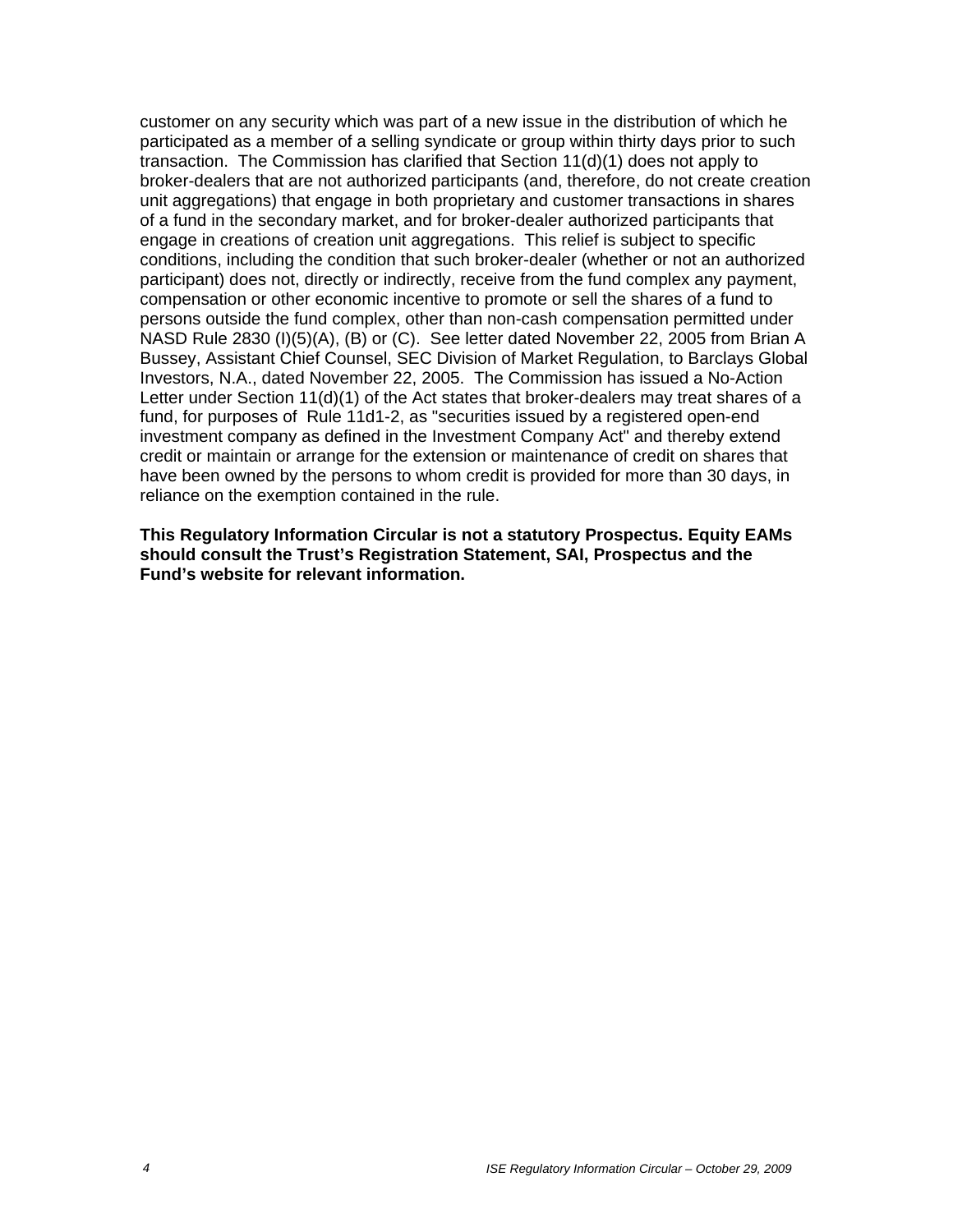customer on any security which was part of a new issue in the distribution of which he participated as a member of a selling syndicate or group within thirty days prior to such transaction. The Commission has clarified that Section 11(d)(1) does not apply to broker-dealers that are not authorized participants (and, therefore, do not create creation unit aggregations) that engage in both proprietary and customer transactions in shares of a fund in the secondary market, and for broker-dealer authorized participants that engage in creations of creation unit aggregations. This relief is subject to specific conditions, including the condition that such broker-dealer (whether or not an authorized participant) does not, directly or indirectly, receive from the fund complex any payment, compensation or other economic incentive to promote or sell the shares of a fund to persons outside the fund complex, other than non-cash compensation permitted under NASD Rule 2830 (I)(5)(A), (B) or (C). See letter dated November 22, 2005 from Brian A Bussey, Assistant Chief Counsel, SEC Division of Market Regulation, to Barclays Global Investors, N.A., dated November 22, 2005. The Commission has issued a No-Action Letter under Section 11(d)(1) of the Act states that broker-dealers may treat shares of a fund, for purposes of Rule 11d1-2, as "securities issued by a registered open-end investment company as defined in the Investment Company Act" and thereby extend credit or maintain or arrange for the extension or maintenance of credit on shares that have been owned by the persons to whom credit is provided for more than 30 days, in reliance on the exemption contained in the rule.

**This Regulatory Information Circular is not a statutory Prospectus. Equity EAMs should consult the Trust's Registration Statement, SAI, Prospectus and the Fund's website for relevant information.**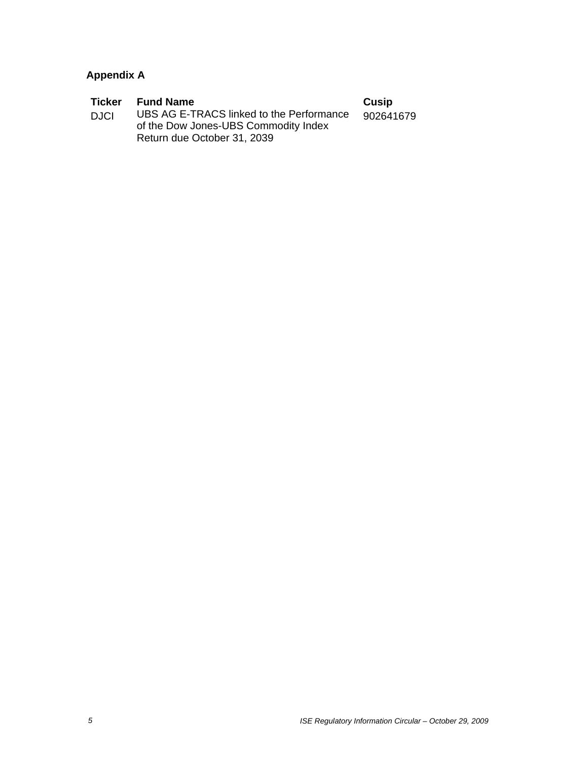## Appendix A

| Ticker | Fund Name | Cusip |
|---|---|---|
| DJCI | UBS AG E-TRACS linked to the Performance of the Dow Jones-UBS Commodity Index Return due October 31, 2039 | 902641679 |